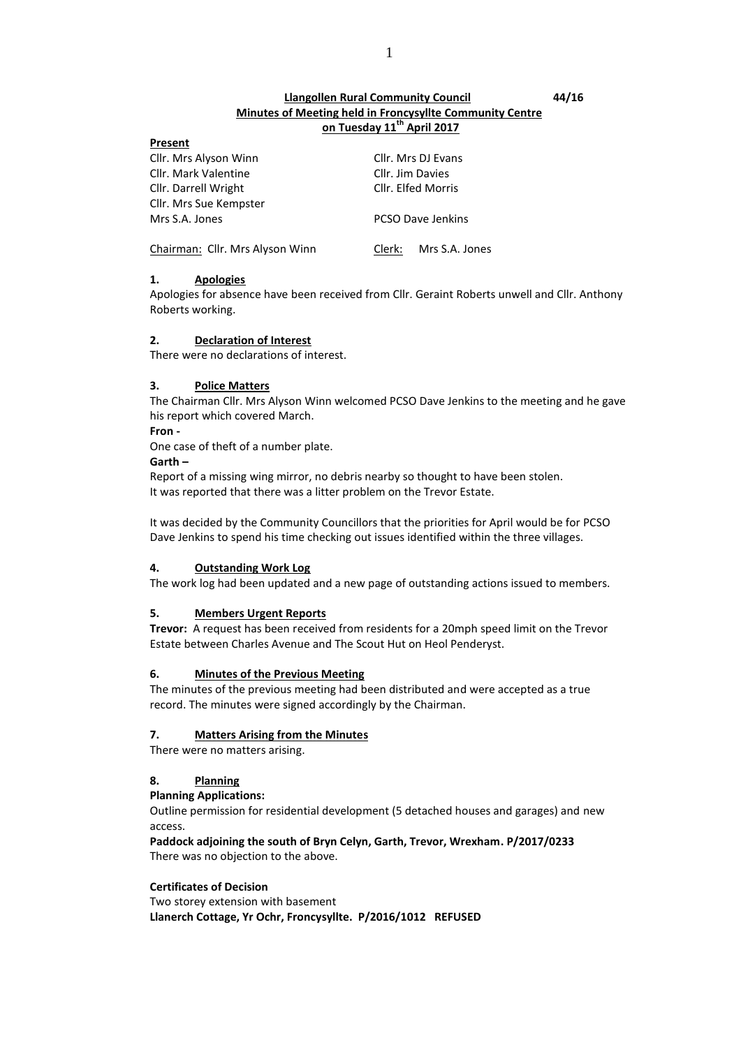**Llangollen Rural Community Council** 44/16

**Minutes of Meeting held in Froncysyllte Community Centre on Tuesday 11th April 2017**

**Present**

| | |
|---|---|
| Cllr. Mrs Alyson Winn | Cllr. Mrs DJ Evans |
| Cllr. Mark Valentine | Cllr. Jim Davies |
| Cllr. Darrell Wright | Cllr. Elfed Morris |
| Cllr. Mrs Sue Kempster | |
| Mrs S.A. Jones | PCSO Dave Jenkins |

Chairman: Cllr. Mrs Alyson Winn    Clerk: Mrs S.A. Jones

## 1. Apologies

Apologies for absence have been received from Cllr. Geraint Roberts unwell and Cllr. Anthony Roberts working.

## 2. Declaration of Interest

There were no declarations of interest.

## 3. Police Matters

The Chairman Cllr. Mrs Alyson Winn welcomed PCSO Dave Jenkins to the meeting and he gave his report which covered March.

**Fron -**

One case of theft of a number plate.

**Garth –**

Report of a missing wing mirror, no debris nearby so thought to have been stolen.
It was reported that there was a litter problem on the Trevor Estate.

It was decided by the Community Councillors that the priorities for April would be for PCSO Dave Jenkins to spend his time checking out issues identified within the three villages.

## 4. Outstanding Work Log

The work log had been updated and a new page of outstanding actions issued to members.

## 5. Members Urgent Reports

**Trevor:** A request has been received from residents for a 20mph speed limit on the Trevor Estate between Charles Avenue and The Scout Hut on Heol Penderyst.

## 6. Minutes of the Previous Meeting

The minutes of the previous meeting had been distributed and were accepted as a true record. The minutes were signed accordingly by the Chairman.

## 7. Matters Arising from the Minutes

There were no matters arising.

## 8. Planning

**Planning Applications:**

Outline permission for residential development (5 detached houses and garages) and new access.

**Paddock adjoining the south of Bryn Celyn, Garth, Trevor, Wrexham. P/2017/0233**

There was no objection to the above.

**Certificates of Decision**

Two storey extension with basement

**Llanerch Cottage, Yr Ochr, Froncysyllte. P/2016/1012 REFUSED**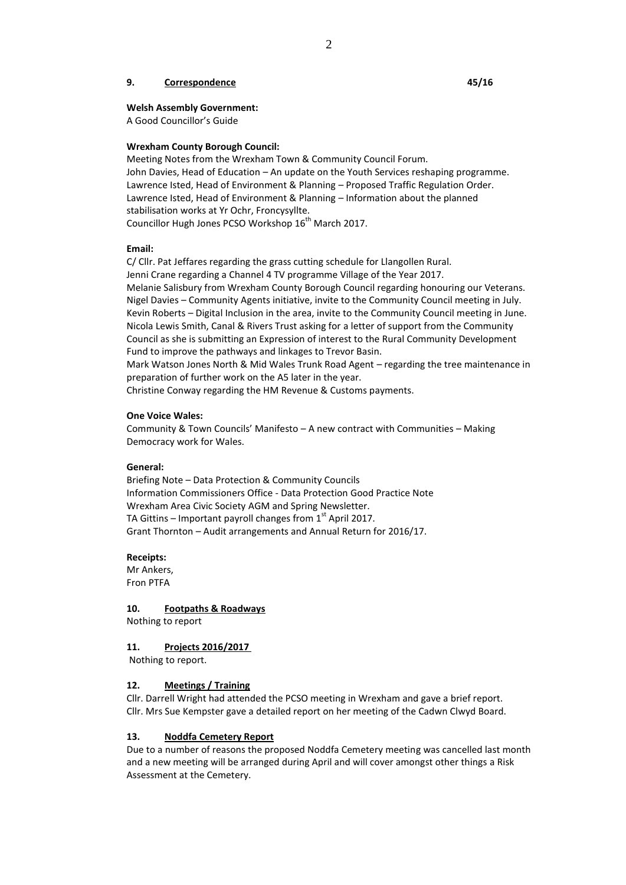## 9. Correspondence 45/16

**Welsh Assembly Government:**
A Good Councillor's Guide

**Wrexham County Borough Council:**
Meeting Notes from the Wrexham Town & Community Council Forum.
John Davies, Head of Education – An update on the Youth Services reshaping programme.
Lawrence Isted, Head of Environment & Planning – Proposed Traffic Regulation Order.
Lawrence Isted, Head of Environment & Planning – Information about the planned stabilisation works at Yr Ochr, Froncysyllte.
Councillor Hugh Jones PCSO Workshop 16th March 2017.

**Email:**
C/ Cllr. Pat Jeffares regarding the grass cutting schedule for Llangollen Rural.
Jenni Crane regarding a Channel 4 TV programme Village of the Year 2017.
Melanie Salisbury from Wrexham County Borough Council regarding honouring our Veterans.
Nigel Davies – Community Agents initiative, invite to the Community Council meeting in July.
Kevin Roberts – Digital Inclusion in the area, invite to the Community Council meeting in June.
Nicola Lewis Smith, Canal & Rivers Trust asking for a letter of support from the Community Council as she is submitting an Expression of interest to the Rural Community Development Fund to improve the pathways and linkages to Trevor Basin.
Mark Watson Jones North & Mid Wales Trunk Road Agent – regarding the tree maintenance in preparation of further work on the A5 later in the year.
Christine Conway regarding the HM Revenue & Customs payments.

**One Voice Wales:**
Community & Town Councils' Manifesto – A new contract with Communities – Making Democracy work for Wales.

**General:**
Briefing Note – Data Protection & Community Councils
Information Commissioners Office - Data Protection Good Practice Note
Wrexham Area Civic Society AGM and Spring Newsletter.
TA Gittins – Important payroll changes from 1st April 2017.
Grant Thornton – Audit arrangements and Annual Return for 2016/17.

**Receipts:**
Mr Ankers,
Fron PTFA

## 10. Footpaths & Roadways

Nothing to report

## 11. Projects 2016/2017

Nothing to report.

## 12. Meetings / Training

Cllr. Darrell Wright had attended the PCSO meeting in Wrexham and gave a brief report.
Cllr. Mrs Sue Kempster gave a detailed report on her meeting of the Cadwn Clwyd Board.

## 13. Noddfa Cemetery Report

Due to a number of reasons the proposed Noddfa Cemetery meeting was cancelled last month and a new meeting will be arranged during April and will cover amongst other things a Risk Assessment at the Cemetery.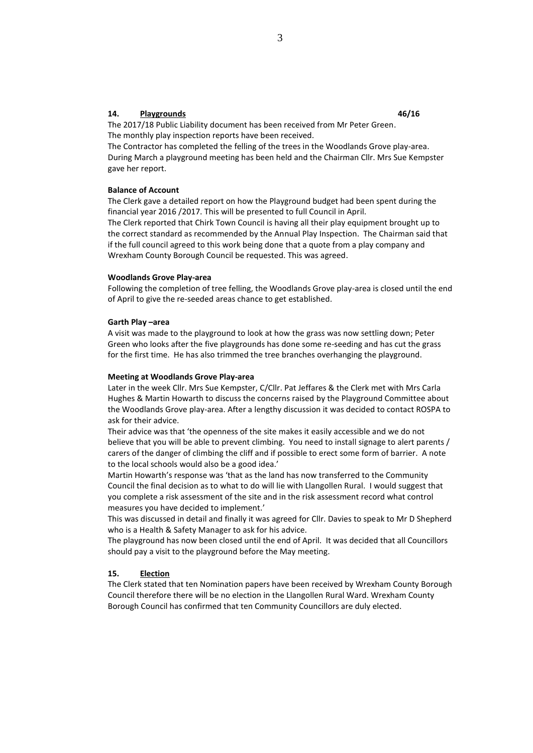## 14. <u>Playgrounds</u> 46/16

The 2017/18 Public Liability document has been received from Mr Peter Green.
The monthly play inspection reports have been received.
The Contractor has completed the felling of the trees in the Woodlands Grove play-area.
During March a playground meeting has been held and the Chairman Cllr. Mrs Sue Kempster gave her report.

**Balance of Account**

The Clerk gave a detailed report on how the Playground budget had been spent during the financial year 2016 /2017. This will be presented to full Council in April.
The Clerk reported that Chirk Town Council is having all their play equipment brought up to the correct standard as recommended by the Annual Play Inspection. The Chairman said that if the full council agreed to this work being done that a quote from a play company and Wrexham County Borough Council be requested. This was agreed.

**Woodlands Grove Play-area**

Following the completion of tree felling, the Woodlands Grove play-area is closed until the end of April to give the re-seeded areas chance to get established.

**Garth Play –area**

A visit was made to the playground to look at how the grass was now settling down; Peter Green who looks after the five playgrounds has done some re-seeding and has cut the grass for the first time. He has also trimmed the tree branches overhanging the playground.

**Meeting at Woodlands Grove Play-area**

Later in the week Cllr. Mrs Sue Kempster, C/Cllr. Pat Jeffares & the Clerk met with Mrs Carla Hughes & Martin Howarth to discuss the concerns raised by the Playground Committee about the Woodlands Grove play-area. After a lengthy discussion it was decided to contact ROSPA to ask for their advice.
Their advice was that 'the openness of the site makes it easily accessible and we do not believe that you will be able to prevent climbing. You need to install signage to alert parents / carers of the danger of climbing the cliff and if possible to erect some form of barrier. A note to the local schools would also be a good idea.'
Martin Howarth's response was 'that as the land has now transferred to the Community Council the final decision as to what to do will lie with Llangollen Rural. I would suggest that you complete a risk assessment of the site and in the risk assessment record what control measures you have decided to implement.'
This was discussed in detail and finally it was agreed for Cllr. Davies to speak to Mr D Shepherd who is a Health & Safety Manager to ask for his advice.
The playground has now been closed until the end of April. It was decided that all Councillors should pay a visit to the playground before the May meeting.

## 15. <u>Election</u>

The Clerk stated that ten Nomination papers have been received by Wrexham County Borough Council therefore there will be no election in the Llangollen Rural Ward. Wrexham County Borough Council has confirmed that ten Community Councillors are duly elected.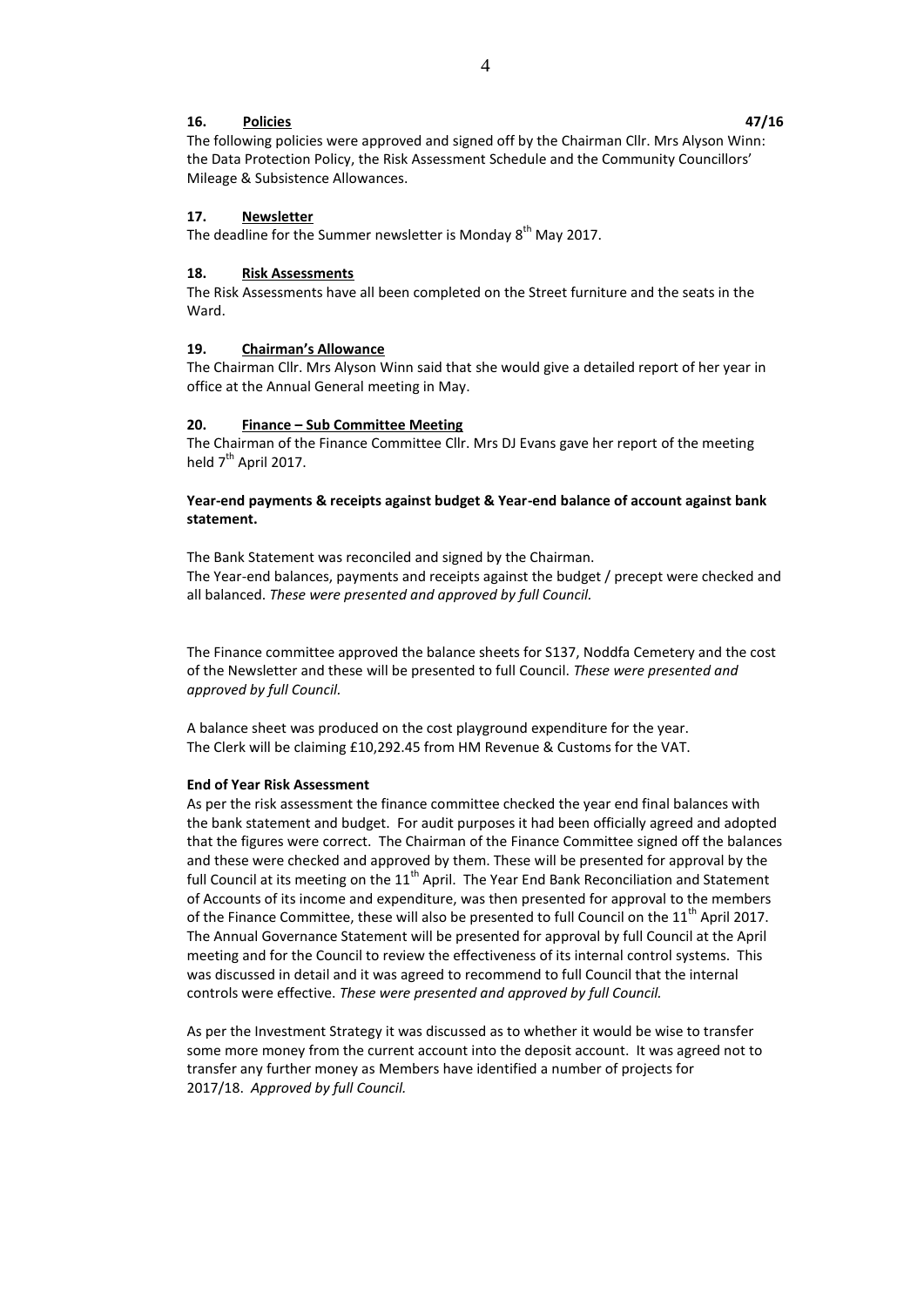**16. <u>Policies</u>** **47/16**

The following policies were approved and signed off by the Chairman Cllr. Mrs Alyson Winn: the Data Protection Policy, the Risk Assessment Schedule and the Community Councillors' Mileage & Subsistence Allowances.

**17. <u>Newsletter</u>**

The deadline for the Summer newsletter is Monday 8th May 2017.

**18. <u>Risk Assessments</u>**

The Risk Assessments have all been completed on the Street furniture and the seats in the Ward.

**19. <u>Chairman's Allowance</u>**

The Chairman Cllr. Mrs Alyson Winn said that she would give a detailed report of her year in office at the Annual General meeting in May.

**20. <u>Finance – Sub Committee Meeting</u>**

The Chairman of the Finance Committee Cllr. Mrs DJ Evans gave her report of the meeting held 7th April 2017.

**Year-end payments & receipts against budget & Year-end balance of account against bank statement.**

The Bank Statement was reconciled and signed by the Chairman.
The Year-end balances, payments and receipts against the budget / precept were checked and all balanced. *These were presented and approved by full Council.*

The Finance committee approved the balance sheets for S137, Noddfa Cemetery and the cost of the Newsletter and these will be presented to full Council. *These were presented and approved by full Council.*

A balance sheet was produced on the cost playground expenditure for the year.
The Clerk will be claiming £10,292.45 from HM Revenue & Customs for the VAT.

**End of Year Risk Assessment**

As per the risk assessment the finance committee checked the year end final balances with the bank statement and budget. For audit purposes it had been officially agreed and adopted that the figures were correct. The Chairman of the Finance Committee signed off the balances and these were checked and approved by them. These will be presented for approval by the full Council at its meeting on the 11th April. The Year End Bank Reconciliation and Statement of Accounts of its income and expenditure, was then presented for approval to the members of the Finance Committee, these will also be presented to full Council on the 11th April 2017. The Annual Governance Statement will be presented for approval by full Council at the April meeting and for the Council to review the effectiveness of its internal control systems. This was discussed in detail and it was agreed to recommend to full Council that the internal controls were effective. *These were presented and approved by full Council.*

As per the Investment Strategy it was discussed as to whether it would be wise to transfer some more money from the current account into the deposit account. It was agreed not to transfer any further money as Members have identified a number of projects for 2017/18. *Approved by full Council.*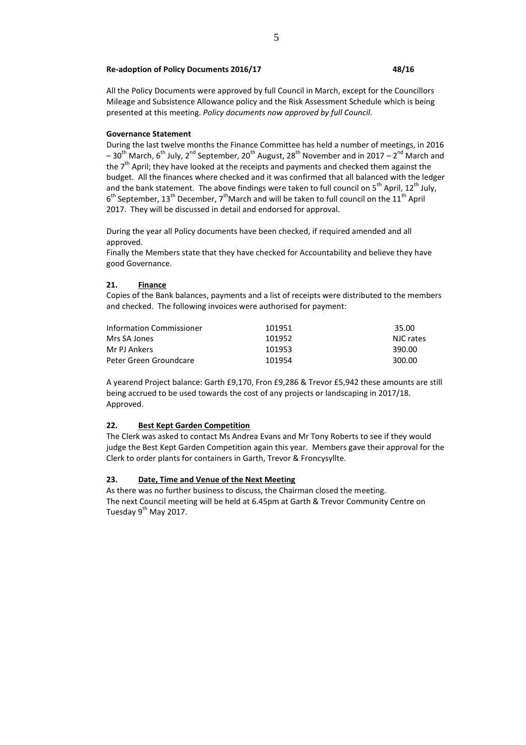**Re-adoption of Policy Documents 2016/17** **48/16**

All the Policy Documents were approved by full Council in March, except for the Councillors Mileage and Subsistence Allowance policy and the Risk Assessment Schedule which is being presented at this meeting. *Policy documents now approved by full Council.*

**Governance Statement**

During the last twelve months the Finance Committee has held a number of meetings, in 2016 – 30th March, 6th July, 2nd September, 20th August, 28th November and in 2017 – 2nd March and the 7th April; they have looked at the receipts and payments and checked them against the budget. All the finances where checked and it was confirmed that all balanced with the ledger and the bank statement. The above findings were taken to full council on 5th April, 12th July, 6th September, 13th December, 7thMarch and will be taken to full council on the 11th April 2017. They will be discussed in detail and endorsed for approval.

During the year all Policy documents have been checked, if required amended and all approved.

Finally the Members state that they have checked for Accountability and believe they have good Governance.

## 21. Finance

Copies of the Bank balances, payments and a list of receipts were distributed to the members and checked. The following invoices were authorised for payment:

| | | |
|---|---|---|
| Information Commissioner | 101951 | 35.00 |
| Mrs SA Jones | 101952 | NJC rates |
| Mr PJ Ankers | 101953 | 390.00 |
| Peter Green Groundcare | 101954 | 300.00 |

A yearend Project balance: Garth £9,170, Fron £9,286 & Trevor £5,942 these amounts are still being accrued to be used towards the cost of any projects or landscaping in 2017/18. Approved.

## 22. Best Kept Garden Competition

The Clerk was asked to contact Ms Andrea Evans and Mr Tony Roberts to see if they would judge the Best Kept Garden Competition again this year. Members gave their approval for the Clerk to order plants for containers in Garth, Trevor & Froncysyllte.

## 23. Date, Time and Venue of the Next Meeting

As there was no further business to discuss, the Chairman closed the meeting.
The next Council meeting will be held at 6.45pm at Garth & Trevor Community Centre on Tuesday 9th May 2017.